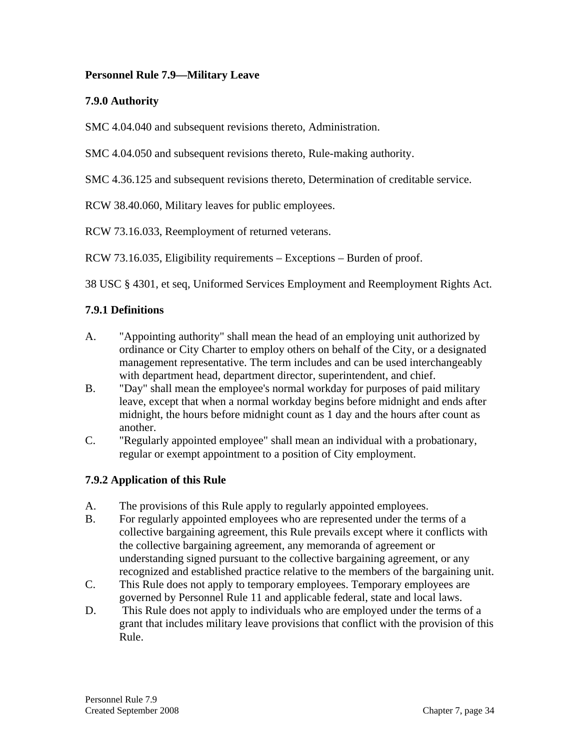**Personnel Rule 7.9—Military Leave**

**7.9.0 Authority**

SMC 4.04.040 and subsequent revisions thereto, Administration.

SMC 4.04.050 and subsequent revisions thereto, Rule-making authority.

SMC 4.36.125 and subsequent revisions thereto, Determination of creditable service.

RCW 38.40.060, Military leaves for public employees.

RCW 73.16.033, Reemployment of returned veterans.

RCW 73.16.035, Eligibility requirements – Exceptions – Burden of proof.

38 USC § 4301, et seq, Uniformed Services Employment and Reemployment Rights Act.

**7.9.1 Definitions**

A. "Appointing authority" shall mean the head of an employing unit authorized by ordinance or City Charter to employ others on behalf of the City, or a designated management representative. The term includes and can be used interchangeably with department head, department director, superintendent, and chief.

B. "Day" shall mean the employee's normal workday for purposes of paid military leave, except that when a normal workday begins before midnight and ends after midnight, the hours before midnight count as 1 day and the hours after count as another.

C. "Regularly appointed employee" shall mean an individual with a probationary, regular or exempt appointment to a position of City employment.

**7.9.2 Application of this Rule**

A. The provisions of this Rule apply to regularly appointed employees.

B. For regularly appointed employees who are represented under the terms of a collective bargaining agreement, this Rule prevails except where it conflicts with the collective bargaining agreement, any memoranda of agreement or understanding signed pursuant to the collective bargaining agreement, or any recognized and established practice relative to the members of the bargaining unit.

C. This Rule does not apply to temporary employees. Temporary employees are governed by Personnel Rule 11 and applicable federal, state and local laws.

D. This Rule does not apply to individuals who are employed under the terms of a grant that includes military leave provisions that conflict with the provision of this Rule.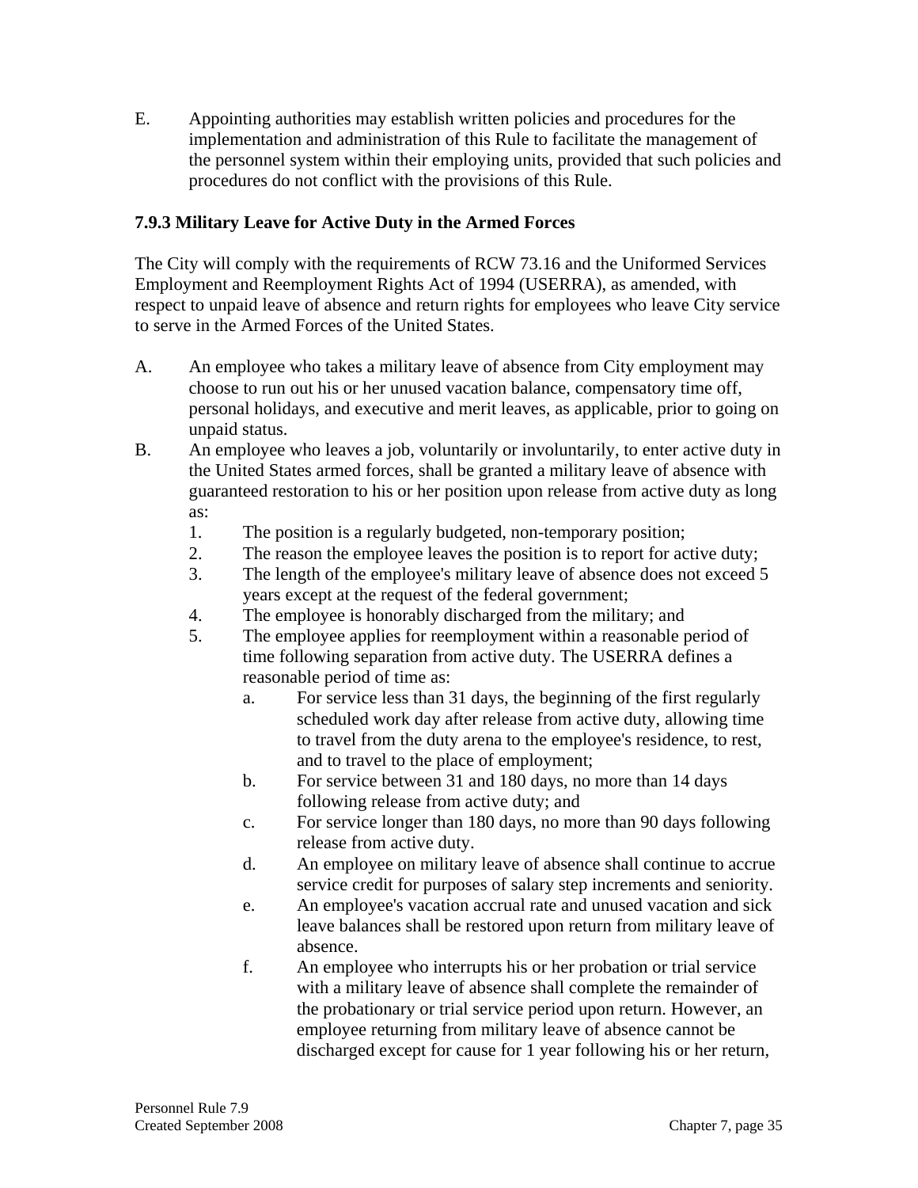E. Appointing authorities may establish written policies and procedures for the implementation and administration of this Rule to facilitate the management of the personnel system within their employing units, provided that such policies and procedures do not conflict with the provisions of this Rule.

### 7.9.3 Military Leave for Active Duty in the Armed Forces

The City will comply with the requirements of RCW 73.16 and the Uniformed Services Employment and Reemployment Rights Act of 1994 (USERRA), as amended, with respect to unpaid leave of absence and return rights for employees who leave City service to serve in the Armed Forces of the United States.

A. An employee who takes a military leave of absence from City employment may choose to run out his or her unused vacation balance, compensatory time off, personal holidays, and executive and merit leaves, as applicable, prior to going on unpaid status.

B. An employee who leaves a job, voluntarily or involuntarily, to enter active duty in the United States armed forces, shall be granted a military leave of absence with guaranteed restoration to his or her position upon release from active duty as long as:
   1. The position is a regularly budgeted, non-temporary position;
   2. The reason the employee leaves the position is to report for active duty;
   3. The length of the employee's military leave of absence does not exceed 5 years except at the request of the federal government;
   4. The employee is honorably discharged from the military; and
   5. The employee applies for reemployment within a reasonable period of time following separation from active duty. The USERRA defines a reasonable period of time as:
      a. For service less than 31 days, the beginning of the first regularly scheduled work day after release from active duty, allowing time to travel from the duty arena to the employee's residence, to rest, and to travel to the place of employment;
      b. For service between 31 and 180 days, no more than 14 days following release from active duty; and
      c. For service longer than 180 days, no more than 90 days following release from active duty.
      d. An employee on military leave of absence shall continue to accrue service credit for purposes of salary step increments and seniority.
      e. An employee's vacation accrual rate and unused vacation and sick leave balances shall be restored upon return from military leave of absence.
      f. An employee who interrupts his or her probation or trial service with a military leave of absence shall complete the remainder of the probationary or trial service period upon return. However, an employee returning from military leave of absence cannot be discharged except for cause for 1 year following his or her return,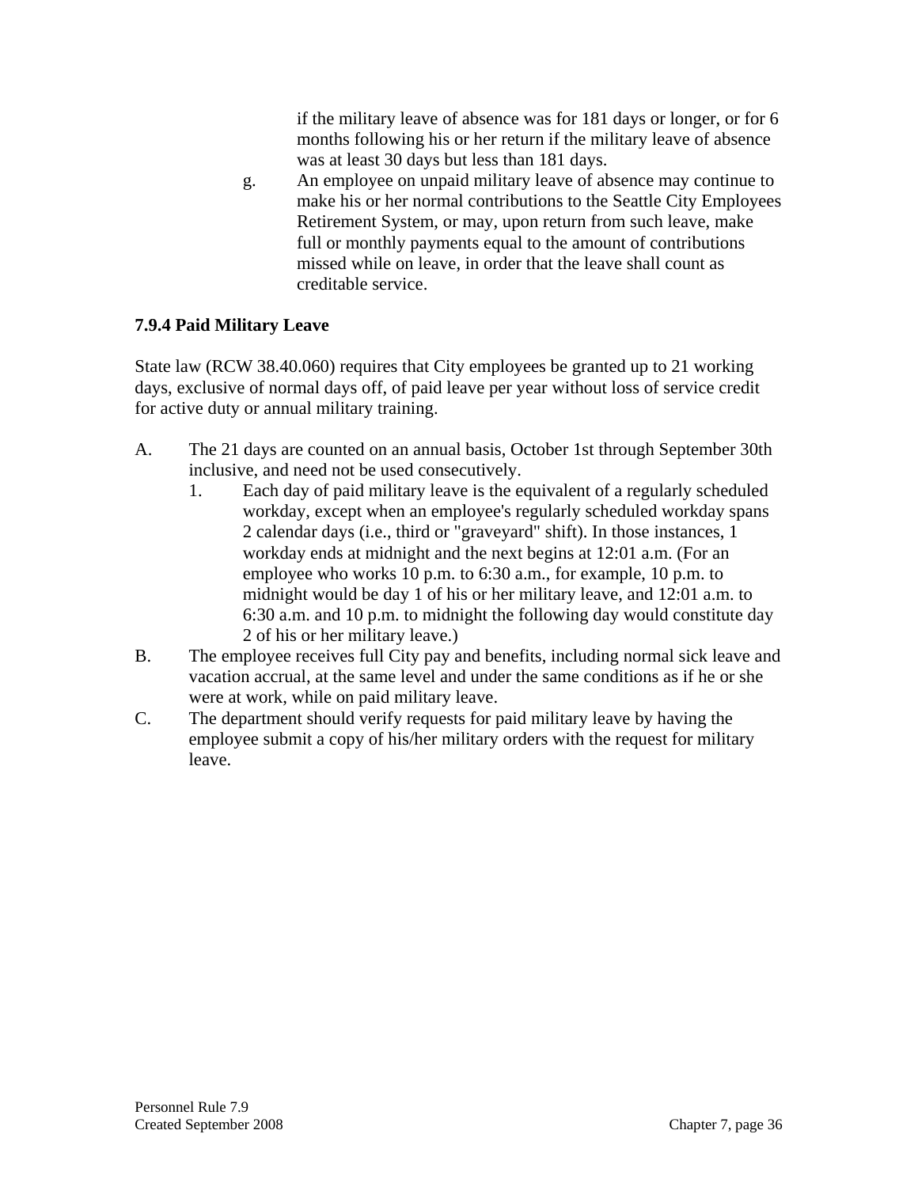if the military leave of absence was for 181 days or longer, or for 6 months following his or her return if the military leave of absence was at least 30 days but less than 181 days.

g. An employee on unpaid military leave of absence may continue to make his or her normal contributions to the Seattle City Employees Retirement System, or may, upon return from such leave, make full or monthly payments equal to the amount of contributions missed while on leave, in order that the leave shall count as creditable service.

### 7.9.4 Paid Military Leave

State law (RCW 38.40.060) requires that City employees be granted up to 21 working days, exclusive of normal days off, of paid leave per year without loss of service credit for active duty or annual military training.

A. The 21 days are counted on an annual basis, October 1st through September 30th inclusive, and need not be used consecutively.
   1. Each day of paid military leave is the equivalent of a regularly scheduled workday, except when an employee's regularly scheduled workday spans 2 calendar days (i.e., third or "graveyard" shift). In those instances, 1 workday ends at midnight and the next begins at 12:01 a.m. (For an employee who works 10 p.m. to 6:30 a.m., for example, 10 p.m. to midnight would be day 1 of his or her military leave, and 12:01 a.m. to 6:30 a.m. and 10 p.m. to midnight the following day would constitute day 2 of his or her military leave.)

B. The employee receives full City pay and benefits, including normal sick leave and vacation accrual, at the same level and under the same conditions as if he or she were at work, while on paid military leave.

C. The department should verify requests for paid military leave by having the employee submit a copy of his/her military orders with the request for military leave.